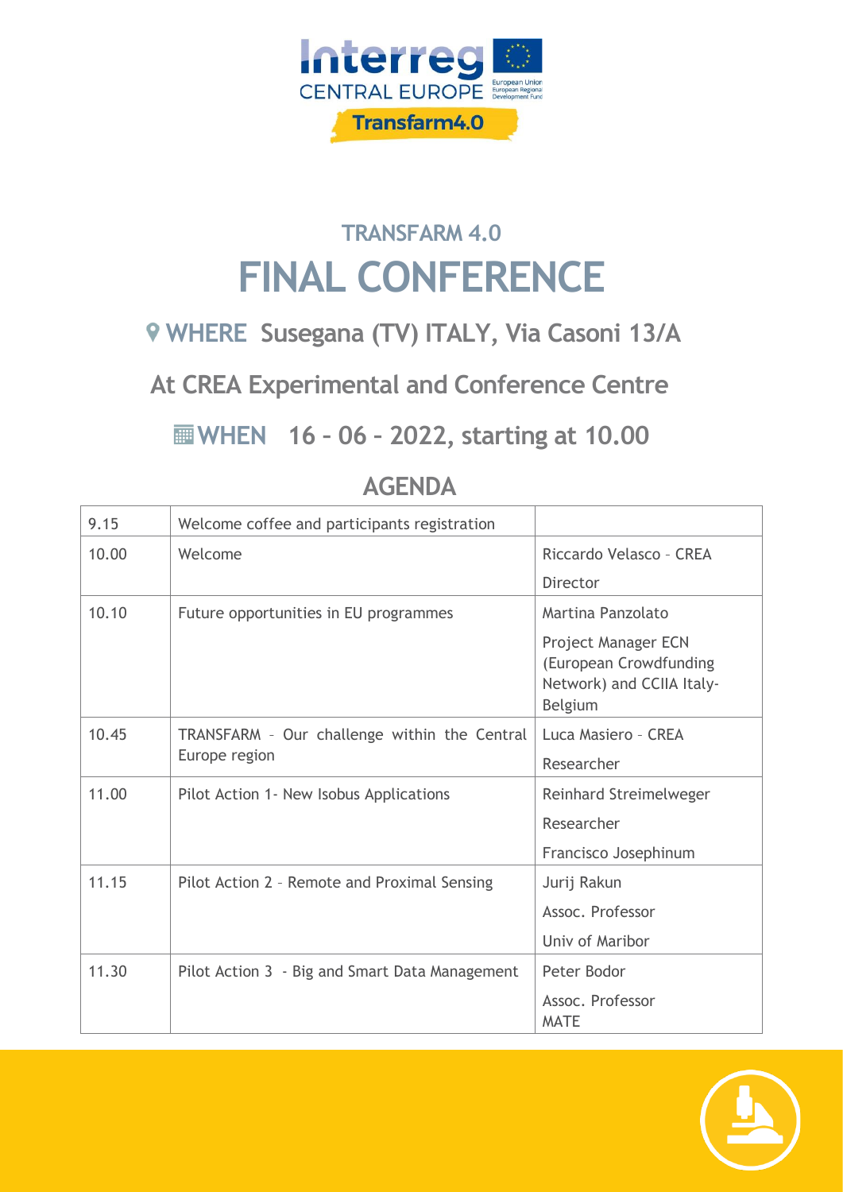Interreg CENTRAL EUROPE

European Union
European Regional Development Fund

Transfarm4.0

## TRANSFARM 4.0

# FINAL CONFERENCE

## WHERE Susegana (TV) ITALY, Via Casoni 13/A

## At CREA Experimental and Conference Centre

## WHEN 16 – 06 – 2022, starting at 10.00

## AGENDA

| | | |
|---|---|---|
| 9.15 | Welcome coffee and participants registration | |
| 10.00 | Welcome | Riccardo Velasco - CREA<br>Director |
| 10.10 | Future opportunities in EU programmes | Martina Panzolato<br>Project Manager ECN (European Crowdfunding Network) and CCIIA Italy-Belgium |
| 10.45 | TRANSFARM – Our challenge within the Central Europe region | Luca Masiero - CREA<br>Researcher |
| 11.00 | Pilot Action 1- New Isobus Applications | Reinhard Streimelweger<br>Researcher<br>Francisco Josephinum |
| 11.15 | Pilot Action 2 – Remote and Proximal Sensing | Jurij Rakun<br>Assoc. Professor<br>Univ of Maribor |
| 11.30 | Pilot Action 3 - Big and Smart Data Management | Peter Bodor<br>Assoc. Professor<br>MATE |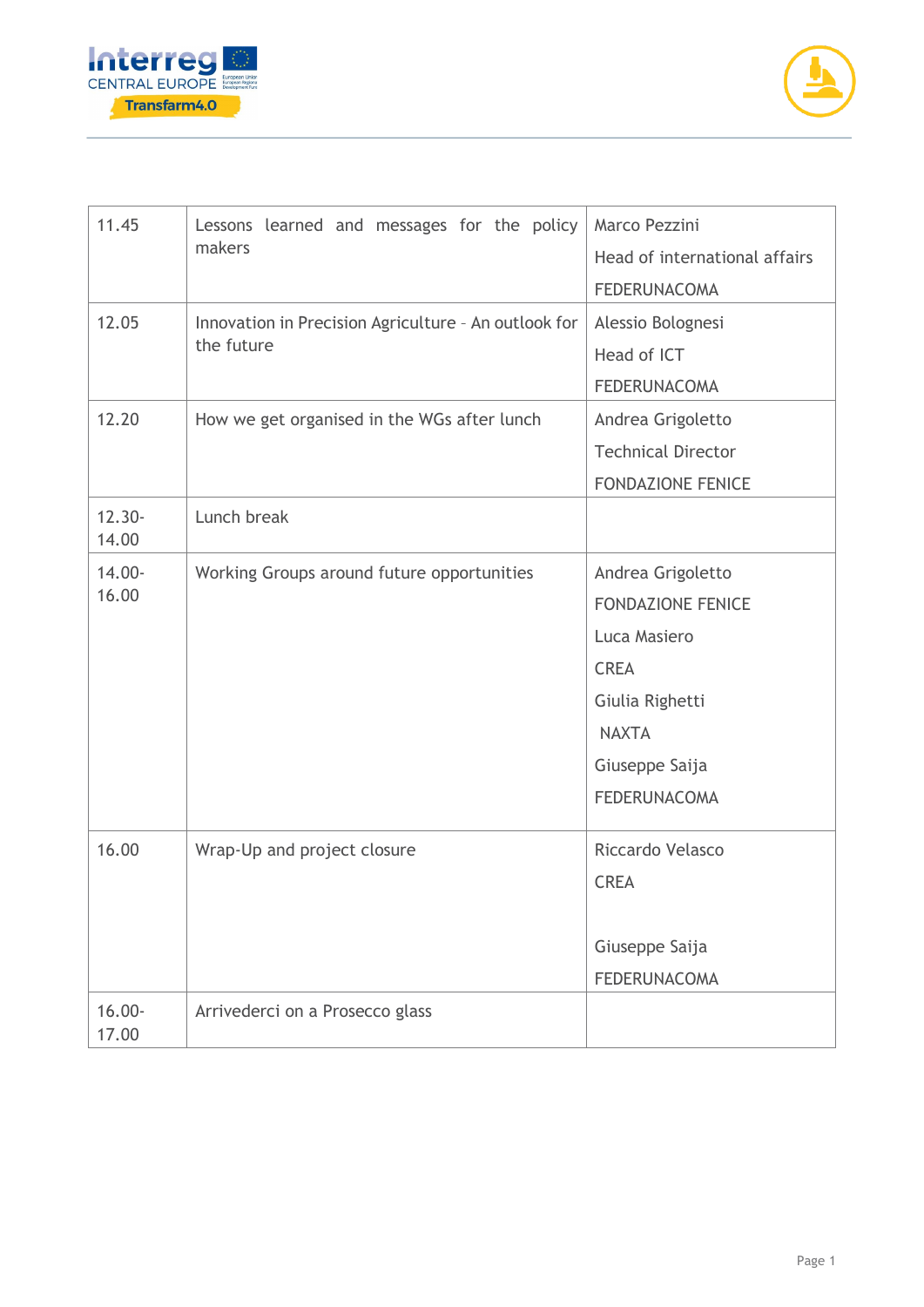| | | |
|---|---|---|
| 11.45 | Lessons learned and messages for the policy makers | Marco Pezzini<br>Head of international affairs<br>FEDERUNACOMA |
| 12.05 | Innovation in Precision Agriculture - An outlook for the future | Alessio Bolognesi<br>Head of ICT<br>FEDERUNACOMA |
| 12.20 | How we get organised in the WGs after lunch | Andrea Grigoletto<br>Technical Director<br>FONDAZIONE FENICE |
| 12.30-14.00 | Lunch break | |
| 14.00-16.00 | Working Groups around future opportunities | Andrea Grigoletto<br>FONDAZIONE FENICE<br>Luca Masiero<br>CREA<br>Giulia Righetti<br>NAXTA<br>Giuseppe Saija<br>FEDERUNACOMA |
| 16.00 | Wrap-Up and project closure | Riccardo Velasco<br>CREA<br><br>Giuseppe Saija<br>FEDERUNACOMA |
| 16.00-17.00 | Arrivederci on a Prosecco glass | |